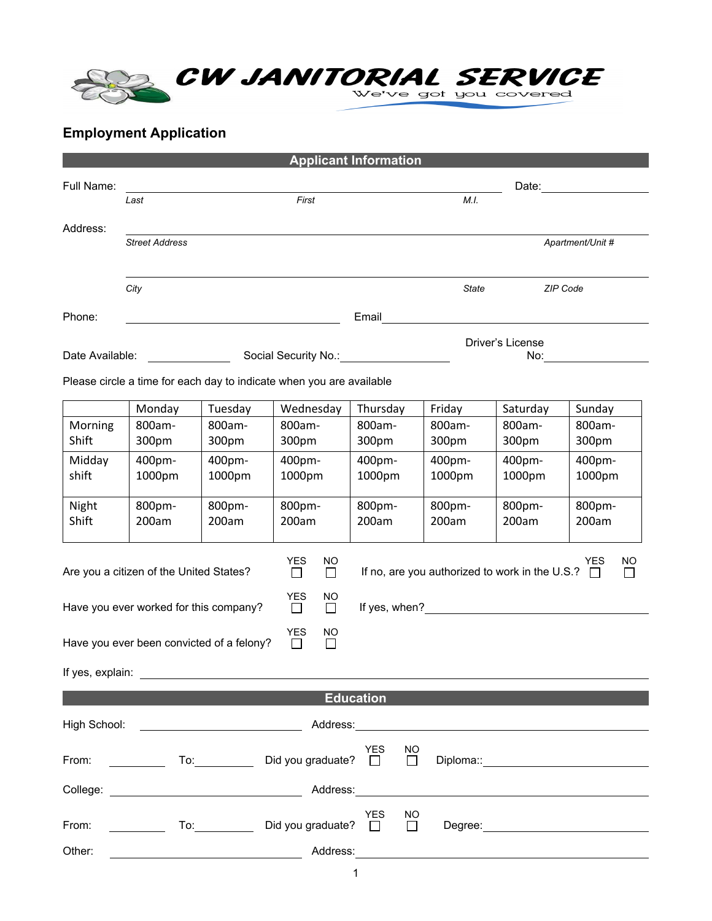# CW JANITORIAL SERVICE

We've got you covered

## Employment Application

### Applicant Information

Full Name: ______________________________________________ Date: ______________

*Last* *First* *M.I.*

Address: ____________________________________________________________

*Street Address* *Apartment/Unit #*

____________________________________________________________

*City* *State* *ZIP Code*

Phone: ______________________ Email ______________________

Date Available: __________ Social Security No.: __________ Driver's License No: __________

Please circle a time for each day to indicate when you are available

| | Monday | Tuesday | Wednesday | Thursday | Friday | Saturday | Sunday |
|---|---|---|---|---|---|---|---|
| Morning Shift | 800am-300pm | 800am-300pm | 800am-300pm | 800am-300pm | 800am-300pm | 800am-300pm | 800am-300pm |
| Midday shift | 400pm-1000pm | 400pm-1000pm | 400pm-1000pm | 400pm-1000pm | 400pm-1000pm | 400pm-1000pm | 400pm-1000pm |
| Night Shift | 800pm-200am | 800pm-200am | 800pm-200am | 800pm-200am | 800pm-200am | 800pm-200am | 800pm-200am |

Are you a citizen of the United States? YES ☐ NO ☐ If no, are you authorized to work in the U.S.? YES ☐ NO ☐

Have you ever worked for this company? YES ☐ NO ☐ If yes, when? ______________________

Have you ever been convicted of a felony? YES ☐ NO ☐

If yes, explain: ____________________________________________________________

### Education

High School: ______________________ Address: ______________________

From: __________ To: __________ Did you graduate? YES ☐ NO ☐ Diploma:: ______________________

College: ______________________ Address: ______________________

From: __________ To: __________ Did you graduate? YES ☐ NO ☐ Degree: ______________________

Other: ______________________ Address: ______________________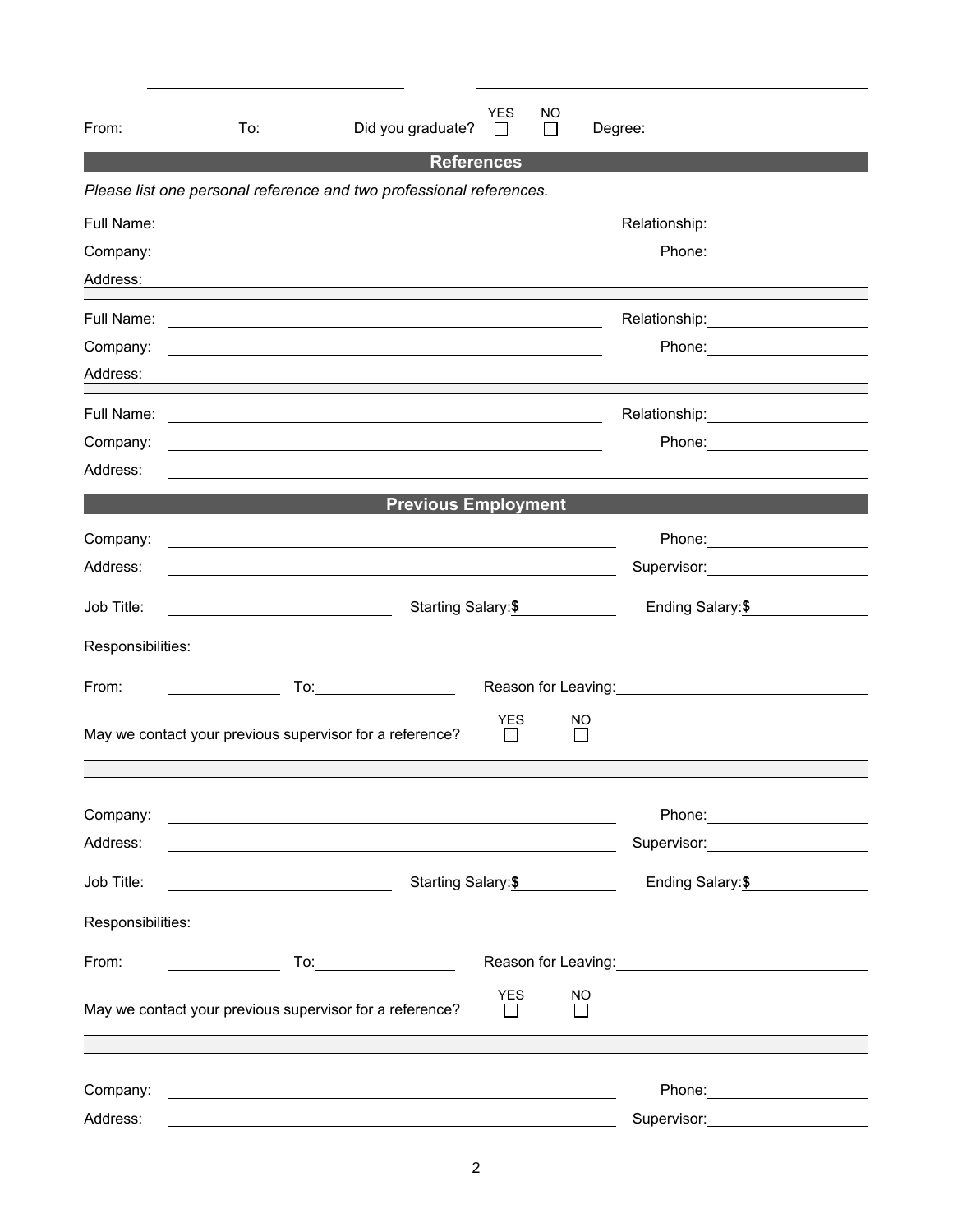From: __________ To: __________ Did you graduate? YES ☐ NO ☐ Degree: __________________

## References

*Please list one personal reference and two professional references.*

Full Name: ______________________________ Relationship: ______________

Company: ______________________________ Phone: ______________

Address: ______________________________

Full Name: ______________________________ Relationship: ______________

Company: ______________________________ Phone: ______________

Address: ______________________________

Full Name: ______________________________ Relationship: ______________

Company: ______________________________ Phone: ______________

Address: ______________________________

## Previous Employment

Company: ______________________________ Phone: ______________

Address: ______________________________ Supervisor: ______________

Job Title: ______________ Starting Salary: $__________ Ending Salary: $__________

Responsibilities: ______________________________

From: __________ To: __________ Reason for Leaving: ______________

May we contact your previous supervisor for a reference? YES ☐ NO ☐

Company: ______________________________ Phone: ______________

Address: ______________________________ Supervisor: ______________

Job Title: ______________ Starting Salary: $__________ Ending Salary: $__________

Responsibilities: ______________________________

From: __________ To: __________ Reason for Leaving: ______________

May we contact your previous supervisor for a reference? YES ☐ NO ☐

Company: ______________________________ Phone: ______________

Address: ______________________________ Supervisor: ______________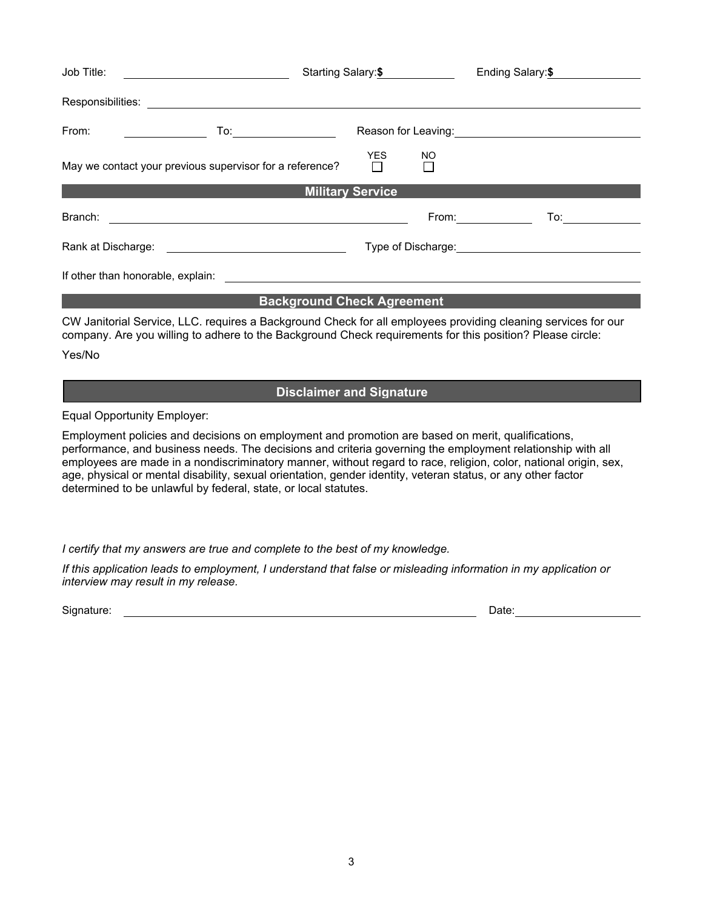Job Title: ______________________ Starting Salary: **$** ____________ Ending Salary: **$** ______________

Responsibilities: ____________________________________________________________________________

From: ____________ To: ________________ Reason for Leaving: ______________________________

May we contact your previous supervisor for a reference? YES ☐ NO ☐

## Military Service

Branch: __________________________________________ From: ____________ To: ____________

Rank at Discharge: __________________________ Type of Discharge: ___________________________

If other than honorable, explain: ________________________________________________________________

## Background Check Agreement

CW Janitorial Service, LLC. requires a Background Check for all employees providing cleaning services for our company. Are you willing to adhere to the Background Check requirements for this position? Please circle:

Yes/No

## Disclaimer and Signature

Equal Opportunity Employer:

Employment policies and decisions on employment and promotion are based on merit, qualifications, performance, and business needs. The decisions and criteria governing the employment relationship with all employees are made in a nondiscriminatory manner, without regard to race, religion, color, national origin, sex, age, physical or mental disability, sexual orientation, gender identity, veteran status, or any other factor determined to be unlawful by federal, state, or local statutes.

*I certify that my answers are true and complete to the best of my knowledge.*

*If this application leads to employment, I understand that false or misleading information in my application or interview may result in my release.*

Signature: __________________________________________________ Date: ____________________